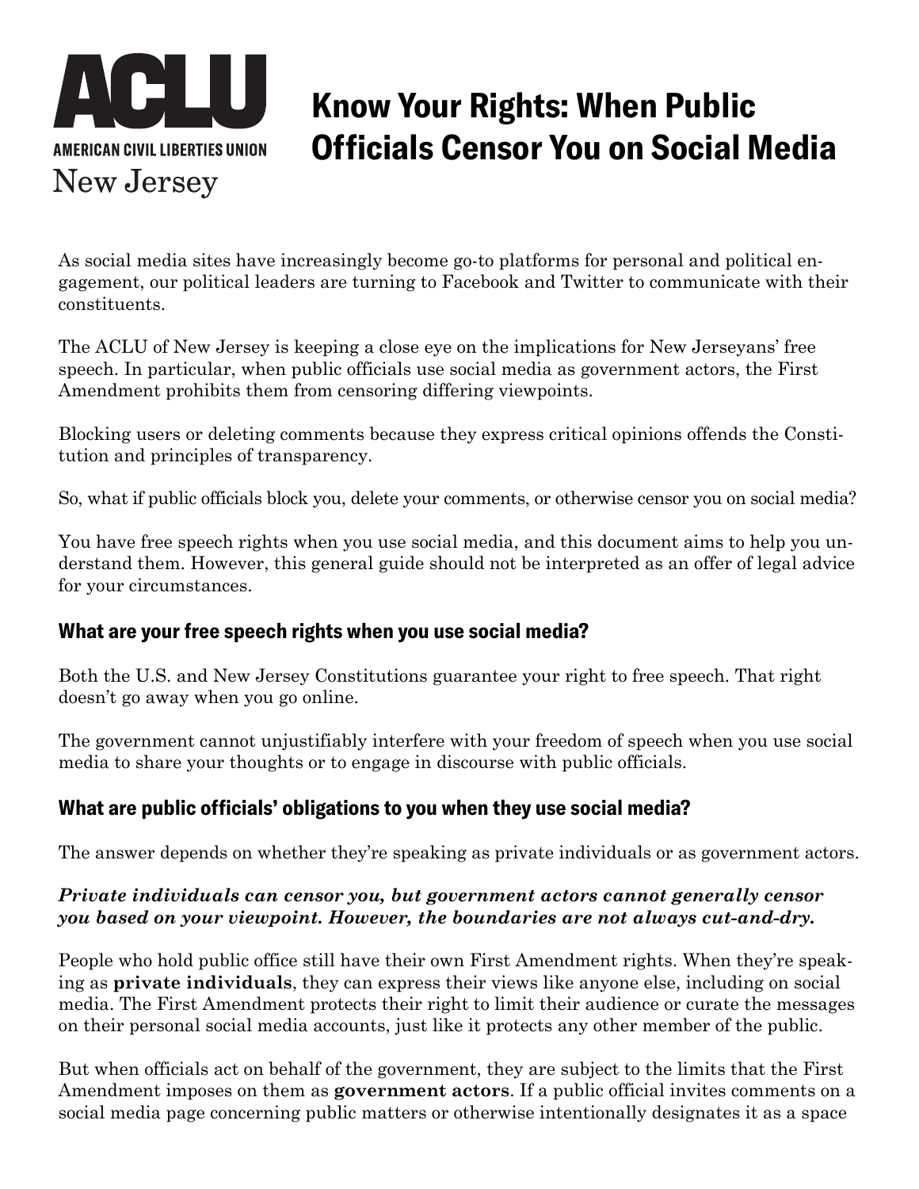ACLU

AMERICAN CIVIL LIBERTIES UNION

New Jersey

# Know Your Rights: When Public Officials Censor You on Social Media

As social media sites have increasingly become go-to platforms for personal and political engagement, our political leaders are turning to Facebook and Twitter to communicate with their constituents.

The ACLU of New Jersey is keeping a close eye on the implications for New Jerseyans' free speech. In particular, when public officials use social media as government actors, the First Amendment prohibits them from censoring differing viewpoints.

Blocking users or deleting comments because they express critical opinions offends the Constitution and principles of transparency.

So, what if public officials block you, delete your comments, or otherwise censor you on social media?

You have free speech rights when you use social media, and this document aims to help you understand them. However, this general guide should not be interpreted as an offer of legal advice for your circumstances.

## What are your free speech rights when you use social media?

Both the U.S. and New Jersey Constitutions guarantee your right to free speech. That right doesn't go away when you go online.

The government cannot unjustifiably interfere with your freedom of speech when you use social media to share your thoughts or to engage in discourse with public officials.

## What are public officials' obligations to you when they use social media?

The answer depends on whether they're speaking as private individuals or as government actors.

***Private individuals can censor you, but government actors cannot generally censor you based on your viewpoint. However, the boundaries are not always cut-and-dry.***

People who hold public office still have their own First Amendment rights. When they're speaking as **private individuals**, they can express their views like anyone else, including on social media. The First Amendment protects their right to limit their audience or curate the messages on their personal social media accounts, just like it protects any other member of the public.

But when officials act on behalf of the government, they are subject to the limits that the First Amendment imposes on them as **government actors**. If a public official invites comments on a social media page concerning public matters or otherwise intentionally designates it as a space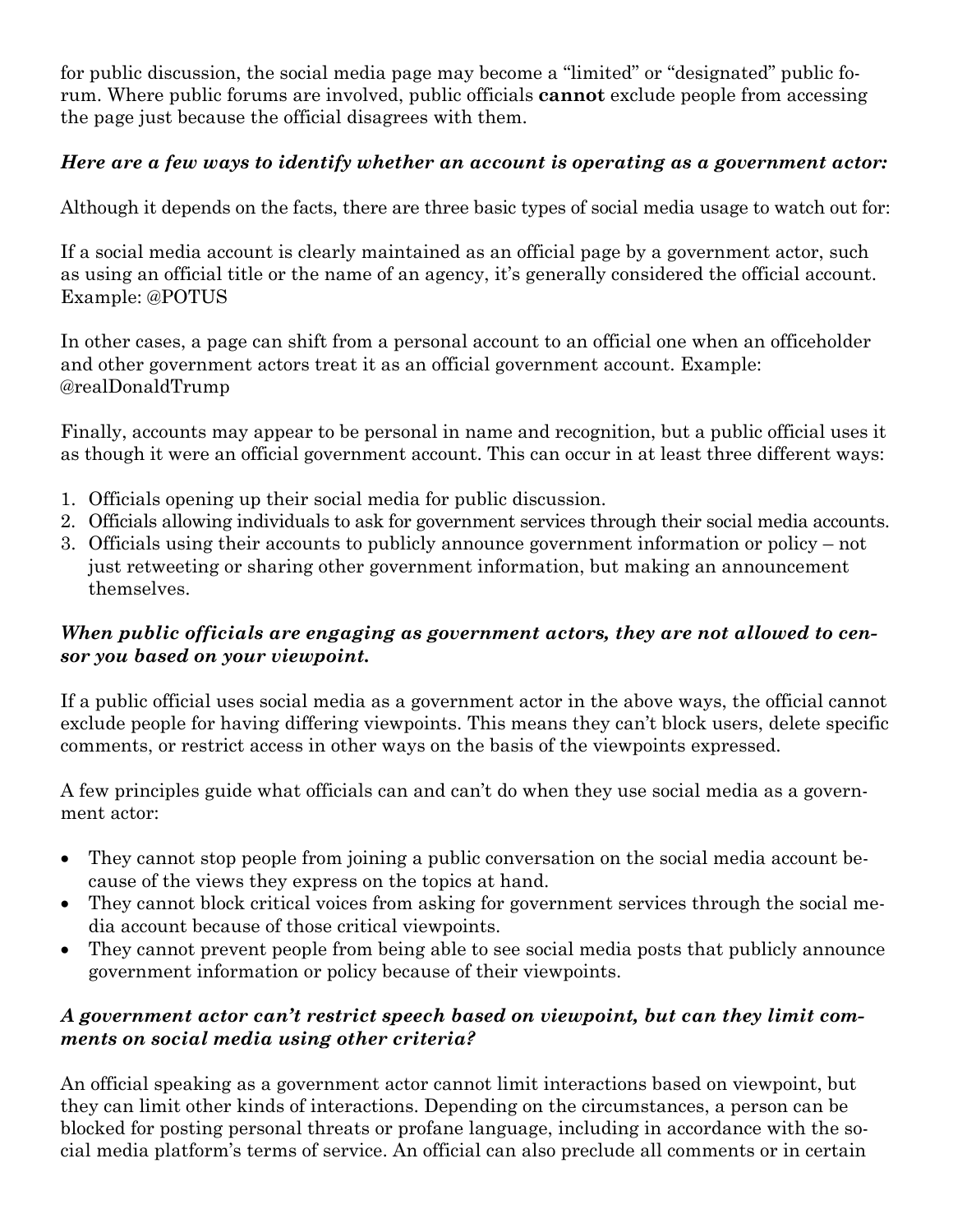for public discussion, the social media page may become a "limited" or "designated" public forum. Where public forums are involved, public officials **cannot** exclude people from accessing the page just because the official disagrees with them.

***Here are a few ways to identify whether an account is operating as a government actor:***

Although it depends on the facts, there are three basic types of social media usage to watch out for:

If a social media account is clearly maintained as an official page by a government actor, such as using an official title or the name of an agency, it's generally considered the official account. Example: @POTUS

In other cases, a page can shift from a personal account to an official one when an officeholder and other government actors treat it as an official government account. Example: @realDonaldTrump

Finally, accounts may appear to be personal in name and recognition, but a public official uses it as though it were an official government account. This can occur in at least three different ways:

1. Officials opening up their social media for public discussion.
2. Officials allowing individuals to ask for government services through their social media accounts.
3. Officials using their accounts to publicly announce government information or policy – not just retweeting or sharing other government information, but making an announcement themselves.

***When public officials are engaging as government actors, they are not allowed to censor you based on your viewpoint.***

If a public official uses social media as a government actor in the above ways, the official cannot exclude people for having differing viewpoints. This means they can't block users, delete specific comments, or restrict access in other ways on the basis of the viewpoints expressed.

A few principles guide what officials can and can't do when they use social media as a government actor:

- They cannot stop people from joining a public conversation on the social media account because of the views they express on the topics at hand.
- They cannot block critical voices from asking for government services through the social media account because of those critical viewpoints.
- They cannot prevent people from being able to see social media posts that publicly announce government information or policy because of their viewpoints.

***A government actor can't restrict speech based on viewpoint, but can they limit comments on social media using other criteria?***

An official speaking as a government actor cannot limit interactions based on viewpoint, but they can limit other kinds of interactions. Depending on the circumstances, a person can be blocked for posting personal threats or profane language, including in accordance with the social media platform's terms of service. An official can also preclude all comments or in certain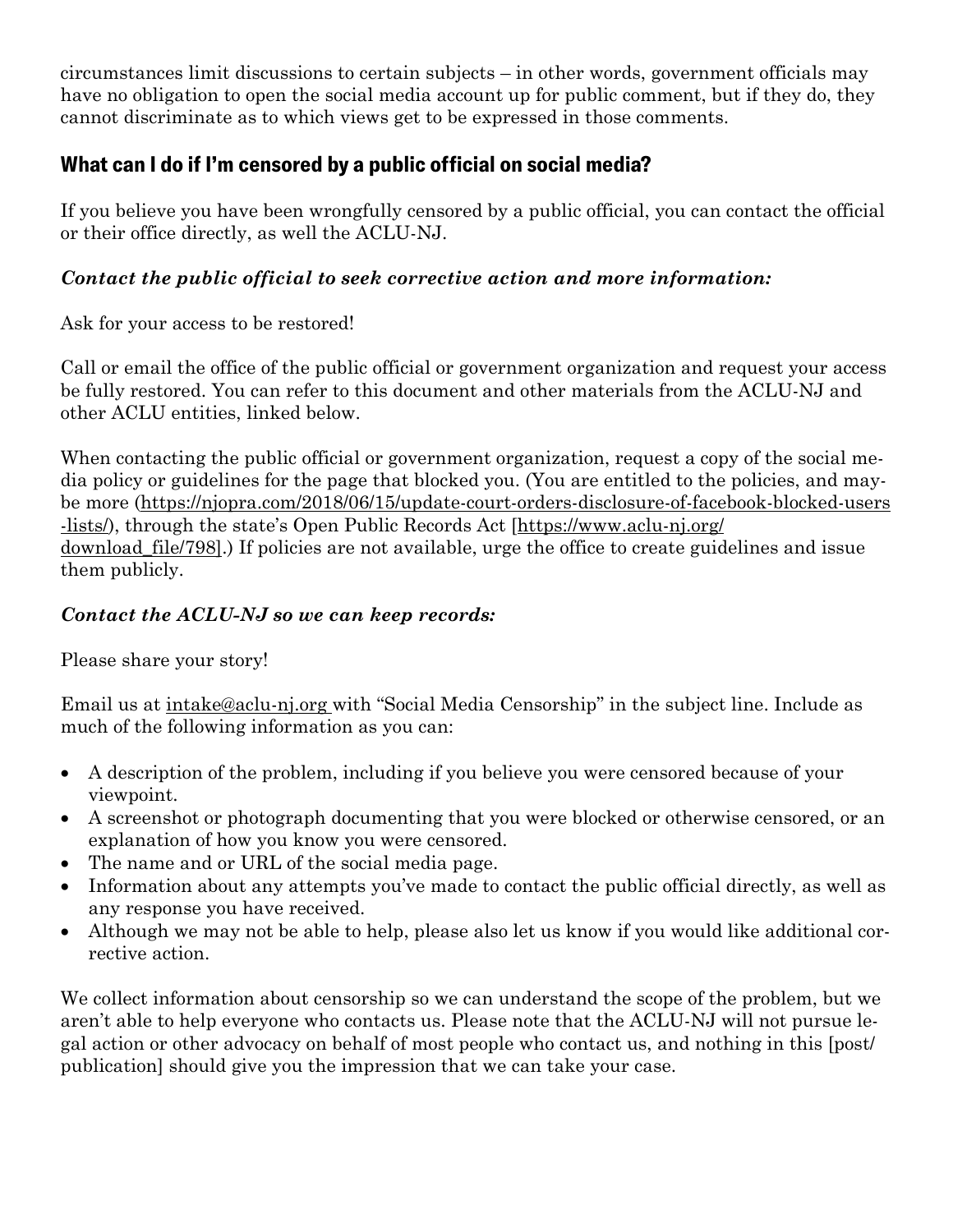circumstances limit discussions to certain subjects – in other words, government officials may have no obligation to open the social media account up for public comment, but if they do, they cannot discriminate as to which views get to be expressed in those comments.

## What can I do if I'm censored by a public official on social media?

If you believe you have been wrongfully censored by a public official, you can contact the official or their office directly, as well the ACLU-NJ.

### *Contact the public official to seek corrective action and more information:*

Ask for your access to be restored!

Call or email the office of the public official or government organization and request your access be fully restored. You can refer to this document and other materials from the ACLU-NJ and other ACLU entities, linked below.

When contacting the public official or government organization, request a copy of the social media policy or guidelines for the page that blocked you. (You are entitled to the policies, and maybe more (https://njopra.com/2018/06/15/update-court-orders-disclosure-of-facebook-blocked-users-lists/), through the state's Open Public Records Act [https://www.aclu-nj.org/download_file/798].) If policies are not available, urge the office to create guidelines and issue them publicly.

### *Contact the ACLU-NJ so we can keep records:*

Please share your story!

Email us at intake@aclu-nj.org with "Social Media Censorship" in the subject line. Include as much of the following information as you can:

- A description of the problem, including if you believe you were censored because of your viewpoint.
- A screenshot or photograph documenting that you were blocked or otherwise censored, or an explanation of how you know you were censored.
- The name and or URL of the social media page.
- Information about any attempts you've made to contact the public official directly, as well as any response you have received.
- Although we may not be able to help, please also let us know if you would like additional corrective action.

We collect information about censorship so we can understand the scope of the problem, but we aren't able to help everyone who contacts us. Please note that the ACLU-NJ will not pursue legal action or other advocacy on behalf of most people who contact us, and nothing in this [post/publication] should give you the impression that we can take your case.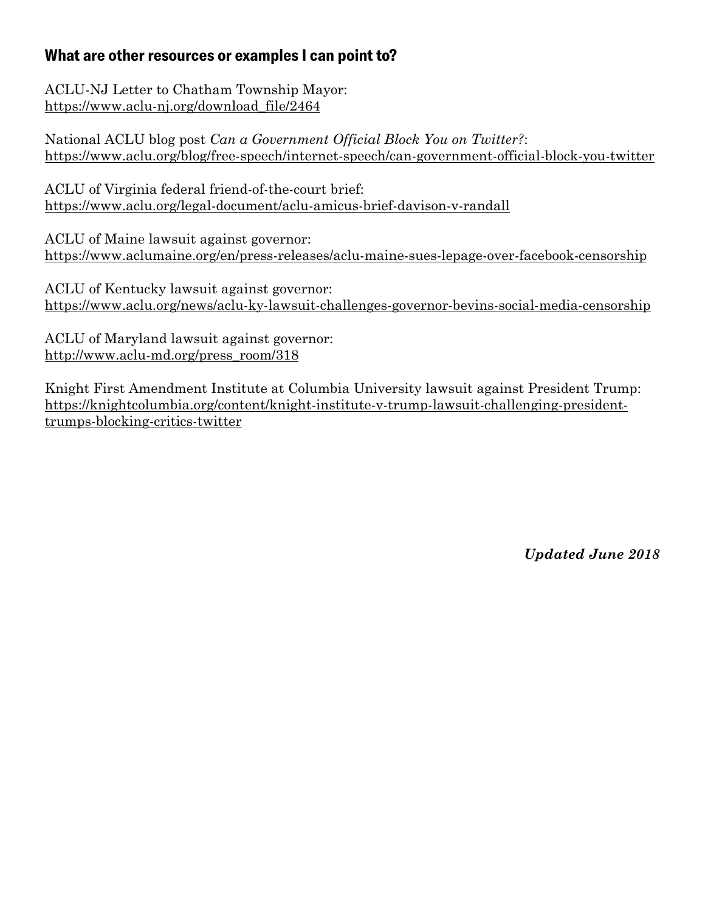## What are other resources or examples I can point to?

ACLU-NJ Letter to Chatham Township Mayor:
https://www.aclu-nj.org/download_file/2464

National ACLU blog post *Can a Government Official Block You on Twitter?*:
https://www.aclu.org/blog/free-speech/internet-speech/can-government-official-block-you-twitter

ACLU of Virginia federal friend-of-the-court brief:
https://www.aclu.org/legal-document/aclu-amicus-brief-davison-v-randall

ACLU of Maine lawsuit against governor:
https://www.aclumaine.org/en/press-releases/aclu-maine-sues-lepage-over-facebook-censorship

ACLU of Kentucky lawsuit against governor:
https://www.aclu.org/news/aclu-ky-lawsuit-challenges-governor-bevins-social-media-censorship

ACLU of Maryland lawsuit against governor:
http://www.aclu-md.org/press_room/318

Knight First Amendment Institute at Columbia University lawsuit against President Trump:
https://knightcolumbia.org/content/knight-institute-v-trump-lawsuit-challenging-president-trumps-blocking-critics-twitter

***Updated June 2018***